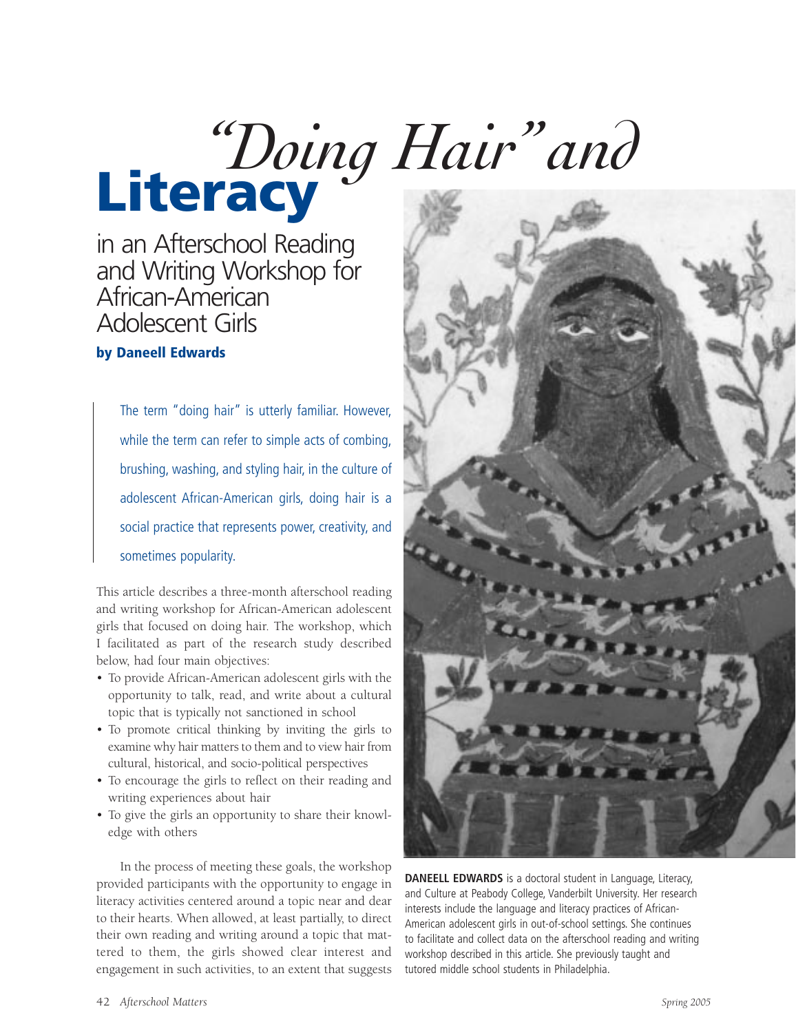# *"Doing Hair" and* Literacy

## in an Afterschool Reading and Writing Workshop for African-American Adolescent Girls

**by Daneell Edwards**

> The term "doing hair" is utterly familiar. However, while the term can refer to simple acts of combing, brushing, washing, and styling hair, in the culture of adolescent African-American girls, doing hair is a social practice that represents power, creativity, and sometimes popularity.

This article describes a three-month afterschool reading and writing workshop for African-American adolescent girls that focused on doing hair. The workshop, which I facilitated as part of the research study described below, had four main objectives:

- To provide African-American adolescent girls with the opportunity to talk, read, and write about a cultural topic that is typically not sanctioned in school
- To promote critical thinking by inviting the girls to examine why hair matters to them and to view hair from cultural, historical, and socio-political perspectives
- To encourage the girls to reflect on their reading and writing experiences about hair
- To give the girls an opportunity to share their knowledge with others

In the process of meeting these goals, the workshop provided participants with the opportunity to engage in literacy activities centered around a topic near and dear to their hearts. When allowed, at least partially, to direct their own reading and writing around a topic that mattered to them, the girls showed clear interest and engagement in such activities, to an extent that suggests

**DANEELL EDWARDS** is a doctoral student in Language, Literacy, and Culture at Peabody College, Vanderbilt University. Her research interests include the language and literacy practices of African-American adolescent girls in out-of-school settings. She continues to facilitate and collect data on the afterschool reading and writing workshop described in this article. She previously taught and tutored middle school students in Philadelphia.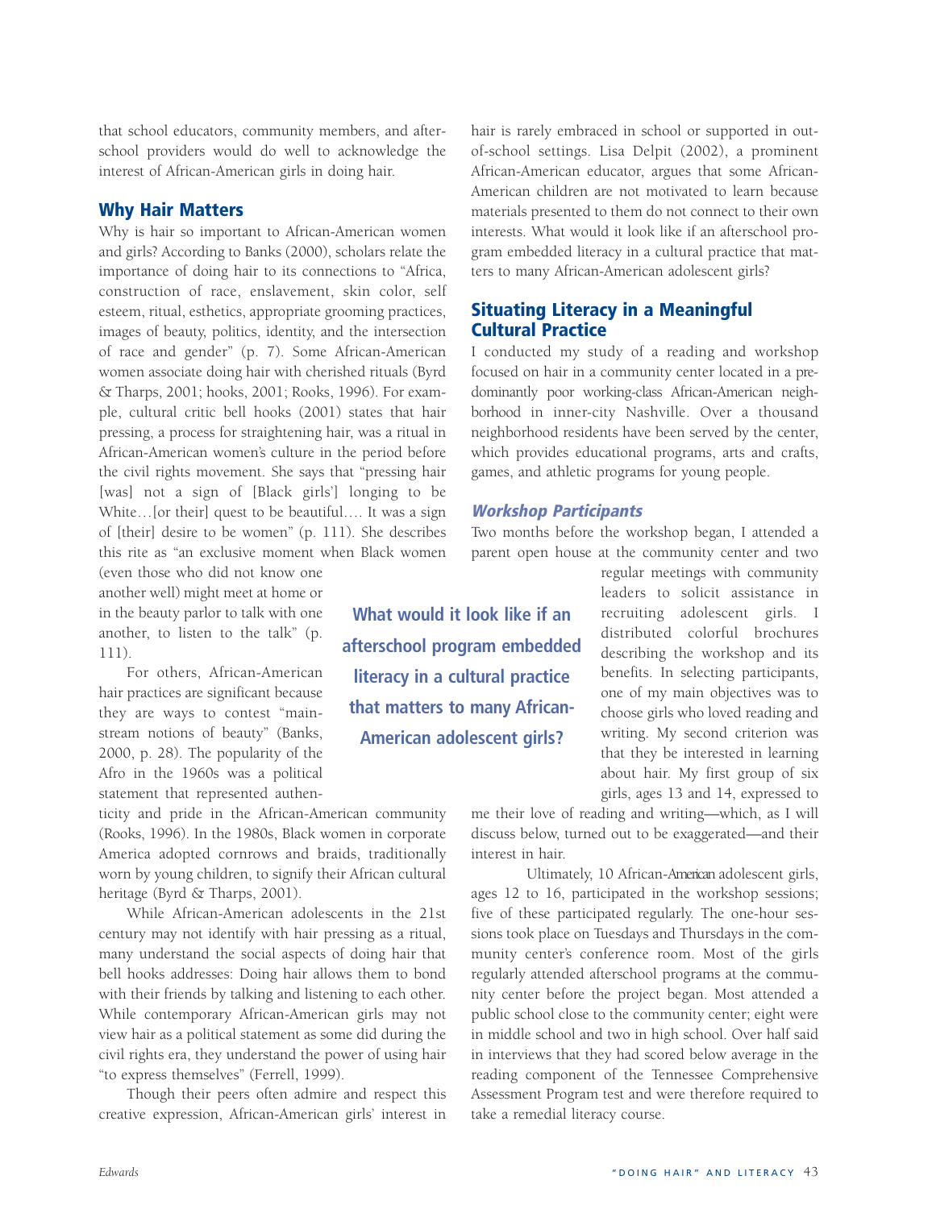that school educators, community members, and afterschool providers would do well to acknowledge the interest of African-American girls in doing hair.

## Why Hair Matters

Why is hair so important to African-American women and girls? According to Banks (2000), scholars relate the importance of doing hair to its connections to "Africa, construction of race, enslavement, skin color, self esteem, ritual, esthetics, appropriate grooming practices, images of beauty, politics, identity, and the intersection of race and gender" (p. 7). Some African-American women associate doing hair with cherished rituals (Byrd & Tharps, 2001; hooks, 2001; Rooks, 1996). For example, cultural critic bell hooks (2001) states that hair pressing, a process for straightening hair, was a ritual in African-American women's culture in the period before the civil rights movement. She says that "pressing hair [was] not a sign of [Black girls'] longing to be White….[or their] quest to be beautiful…. It was a sign of [their] desire to be women" (p. 111). She describes this rite as "an exclusive moment when Black women (even those who did not know one another well) might meet at home or in the beauty parlor to talk with one another, to listen to the talk" (p. 111).

For others, African-American hair practices are significant because they are ways to contest "mainstream notions of beauty" (Banks, 2000, p. 28). The popularity of the Afro in the 1960s was a political statement that represented authenticity and pride in the African-American community (Rooks, 1996). In the 1980s, Black women in corporate America adopted cornrows and braids, traditionally worn by young children, to signify their African cultural heritage (Byrd & Tharps, 2001).

While African-American adolescents in the 21st century may not identify with hair pressing as a ritual, many understand the social aspects of doing hair that bell hooks addresses: Doing hair allows them to bond with their friends by talking and listening to each other. While contemporary African-American girls may not view hair as a political statement as some did during the civil rights era, they understand the power of using hair "to express themselves" (Ferrell, 1999).

Though their peers often admire and respect this creative expression, African-American girls' interest in hair is rarely embraced in school or supported in out-of-school settings. Lisa Delpit (2002), a prominent African-American educator, argues that some African-American children are not motivated to learn because materials presented to them do not connect to their own interests. What would it look like if an afterschool program embedded literacy in a cultural practice that matters to many African-American adolescent girls?

**What would it look like if an afterschool program embedded literacy in a cultural practice that matters to many African-American adolescent girls?**

## Situating Literacy in a Meaningful Cultural Practice

I conducted my study of a reading and workshop focused on hair in a community center located in a predominantly poor working-class African-American neighborhood in inner-city Nashville. Over a thousand neighborhood residents have been served by the center, which provides educational programs, arts and crafts, games, and athletic programs for young people.

### *Workshop Participants*

Two months before the workshop began, I attended a parent open house at the community center and two regular meetings with community leaders to solicit assistance in recruiting adolescent girls. I distributed colorful brochures describing the workshop and its benefits. In selecting participants, one of my main objectives was to choose girls who loved reading and writing. My second criterion was that they be interested in learning about hair. My first group of six girls, ages 13 and 14, expressed to me their love of reading and writing—which, as I will discuss below, turned out to be exaggerated—and their interest in hair.

Ultimately, 10 African-American adolescent girls, ages 12 to 16, participated in the workshop sessions; five of these participated regularly. The one-hour sessions took place on Tuesdays and Thursdays in the community center's conference room. Most of the girls regularly attended afterschool programs at the community center before the project began. Most attended a public school close to the community center; eight were in middle school and two in high school. Over half said in interviews that they had scored below average in the reading component of the Tennessee Comprehensive Assessment Program test and were therefore required to take a remedial literacy course.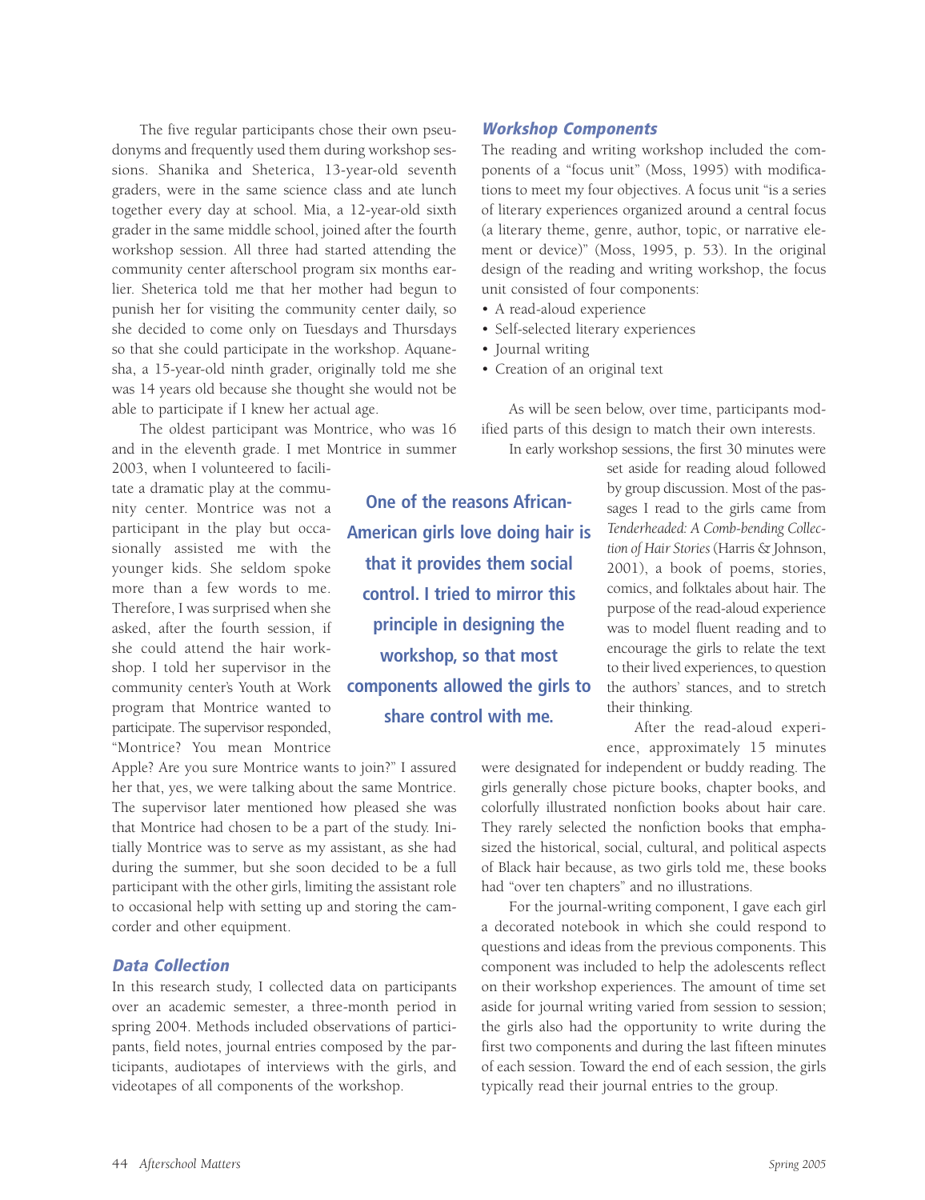The five regular participants chose their own pseudonyms and frequently used them during workshop sessions. Shanika and Sheterica, 13-year-old seventh graders, were in the same science class and ate lunch together every day at school. Mia, a 12-year-old sixth grader in the same middle school, joined after the fourth workshop session. All three had started attending the community center afterschool program six months earlier. Sheterica told me that her mother had begun to punish her for visiting the community center daily, so she decided to come only on Tuesdays and Thursdays so that she could participate in the workshop. Aquanesha, a 15-year-old ninth grader, originally told me she was 14 years old because she thought she would not be able to participate if I knew her actual age.

The oldest participant was Montrice, who was 16 and in the eleventh grade. I met Montrice in summer 2003, when I volunteered to facilitate a dramatic play at the community center. Montrice was not a participant in the play but occasionally assisted me with the younger kids. She seldom spoke more than a few words to me. Therefore, I was surprised when she asked, after the fourth session, if she could attend the hair workshop. I told her supervisor in the community center's Youth at Work program that Montrice wanted to participate. The supervisor responded, "Montrice? You mean Montrice Apple? Are you sure Montrice wants to join?" I assured her that, yes, we were talking about the same Montrice. The supervisor later mentioned how pleased she was that Montrice had chosen to be a part of the study. Initially Montrice was to serve as my assistant, as she had during the summer, but she soon decided to be a full participant with the other girls, limiting the assistant role to occasional help with setting up and storing the camcorder and other equipment.

### Data Collection

In this research study, I collected data on participants over an academic semester, a three-month period in spring 2004. Methods included observations of participants, field notes, journal entries composed by the participants, audiotapes of interviews with the girls, and videotapes of all components of the workshop.

### Workshop Components

The reading and writing workshop included the components of a "focus unit" (Moss, 1995) with modifications to meet my four objectives. A focus unit "is a series of literary experiences organized around a central focus (a literary theme, genre, author, topic, or narrative element or device)" (Moss, 1995, p. 53). In the original design of the reading and writing workshop, the focus unit consisted of four components:

- A read-aloud experience
- Self-selected literary experiences
- Journal writing
- Creation of an original text

As will be seen below, over time, participants modified parts of this design to match their own interests.

In early workshop sessions, the first 30 minutes were set aside for reading aloud followed by group discussion. Most of the passages I read to the girls came from *Tenderheaded: A Comb-bending Collection of Hair Stories* (Harris & Johnson, 2001), a book of poems, stories, comics, and folktales about hair. The purpose of the read-aloud experience was to model fluent reading and to encourage the girls to relate the text to their lived experiences, to question the authors' stances, and to stretch their thinking.

> **One of the reasons African-American girls love doing hair is that it provides them social control. I tried to mirror this principle in designing the workshop, so that most components allowed the girls to share control with me.**

After the read-aloud experience, approximately 15 minutes were designated for independent or buddy reading. The girls generally chose picture books, chapter books, and colorfully illustrated nonfiction books about hair care. They rarely selected the nonfiction books that emphasized the historical, social, cultural, and political aspects of Black hair because, as two girls told me, these books had "over ten chapters" and no illustrations.

For the journal-writing component, I gave each girl a decorated notebook in which she could respond to questions and ideas from the previous components. This component was included to help the adolescents reflect on their workshop experiences. The amount of time set aside for journal writing varied from session to session; the girls also had the opportunity to write during the first two components and during the last fifteen minutes of each session. Toward the end of each session, the girls typically read their journal entries to the group.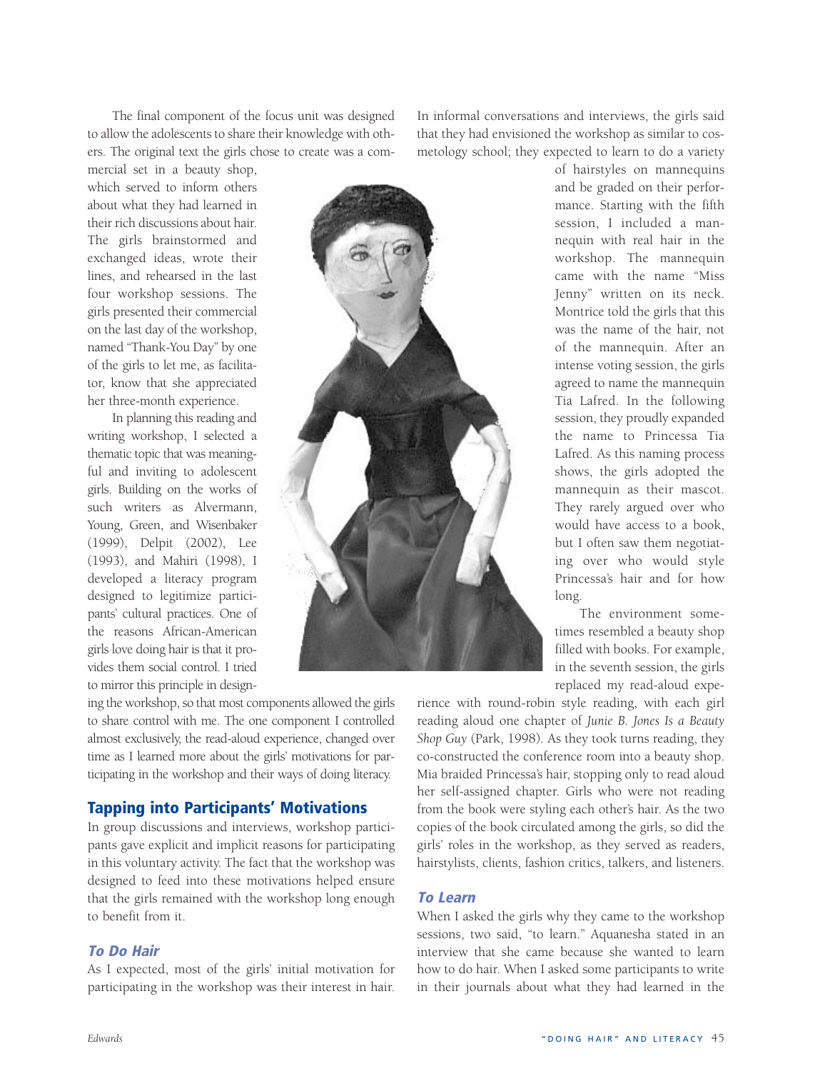The final component of the focus unit was designed to allow the adolescents to share their knowledge with others. The original text the girls chose to create was a commercial set in a beauty shop, which served to inform others about what they had learned in their rich discussions about hair. The girls brainstormed and exchanged ideas, wrote their lines, and rehearsed in the last four workshop sessions. The girls presented their commercial on the last day of the workshop, named "Thank-You Day" by one of the girls to let me, as facilitator, know that she appreciated her three-month experience.

In planning this reading and writing workshop, I selected a thematic topic that was meaningful and inviting to adolescent girls. Building on the works of such writers as Alvermann, Young, Green, and Wisenbaker (1999), Delpit (2002), Lee (1993), and Mahiri (1998), I developed a literacy program designed to legitimize participants' cultural practices. One of the reasons African-American girls love doing hair is that it provides them social control. I tried to mirror this principle in designing the workshop, so that most components allowed the girls to share control with me. The one component I controlled almost exclusively, the read-aloud experience, changed over time as I learned more about the girls' motivations for participating in the workshop and their ways of doing literacy.

## Tapping into Participants' Motivations

In group discussions and interviews, workshop participants gave explicit and implicit reasons for participating in this voluntary activity. The fact that the workshop was designed to feed into these motivations helped ensure that the girls remained with the workshop long enough to benefit from it.

### *To Do Hair*

As I expected, most of the girls' initial motivation for participating in the workshop was their interest in hair. In informal conversations and interviews, the girls said that they had envisioned the workshop as similar to cosmetology school; they expected to learn to do a variety of hairstyles on mannequins and be graded on their performance. Starting with the fifth session, I included a mannequin with real hair in the workshop. The mannequin came with the name "Miss Jenny" written on its neck. Montrice told the girls that this was the name of the hair, not of the mannequin. After an intense voting session, the girls agreed to name the mannequin Tia Lafred. In the following session, they proudly expanded the name to Princessa Tia Lafred. As this naming process shows, the girls adopted the mannequin as their mascot. They rarely argued over who would have access to a book, but I often saw them negotiating over who would style Princessa's hair and for how long.

The environment sometimes resembled a beauty shop filled with books. For example, in the seventh session, the girls replaced my read-aloud experience with round-robin style reading, with each girl reading aloud one chapter of *Junie B. Jones Is a Beauty Shop Guy* (Park, 1998). As they took turns reading, they co-constructed the conference room into a beauty shop. Mia braided Princessa's hair, stopping only to read aloud her self-assigned chapter. Girls who were not reading from the book were styling each other's hair. As the two copies of the book circulated among the girls, so did the girls' roles in the workshop, as they served as readers, hairstylists, clients, fashion critics, talkers, and listeners.

### *To Learn*

When I asked the girls why they came to the workshop sessions, two said, "to learn." Aquanesha stated in an interview that she came because she wanted to learn how to do hair. When I asked some participants to write in their journals about what they had learned in the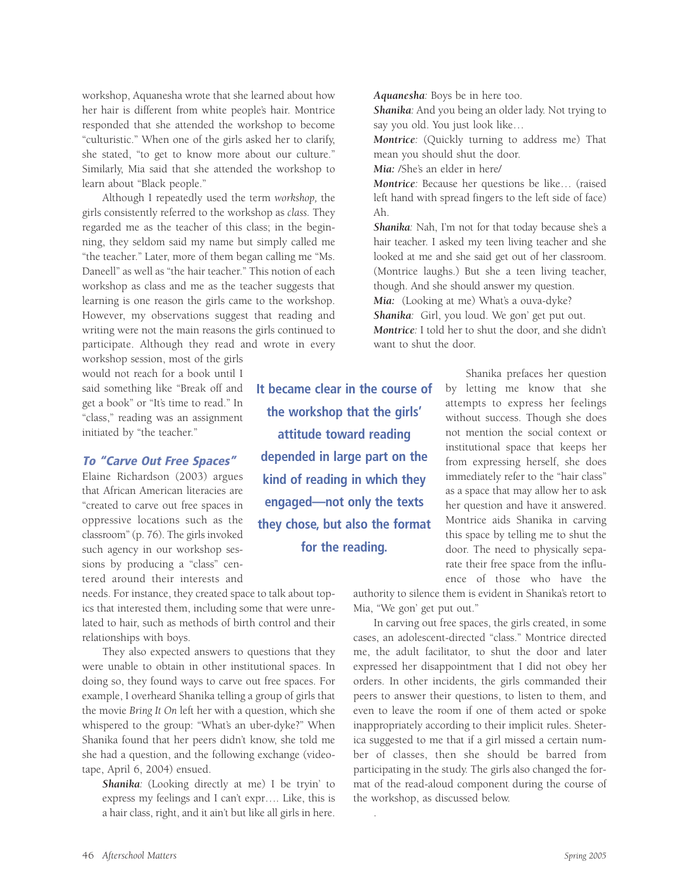workshop, Aquanesha wrote that she learned about how her hair is different from white people's hair. Montrice responded that she attended the workshop to become "culturistic." When one of the girls asked her to clarify, she stated, "to get to know more about our culture." Similarly, Mia said that she attended the workshop to learn about "Black people."

Although I repeatedly used the term *workshop,* the girls consistently referred to the workshop as *class.* They regarded me as the teacher of this class; in the beginning, they seldom said my name but simply called me "the teacher." Later, more of them began calling me "Ms. Daneell" as well as "the hair teacher." This notion of each workshop as class and me as the teacher suggests that learning is one reason the girls came to the workshop. However, my observations suggest that reading and writing were not the main reasons the girls continued to participate. Although they read and wrote in every workshop session, most of the girls would not reach for a book until I said something like "Break off and get a book" or "It's time to read." In "class," reading was an assignment initiated by "the teacher."

### To "Carve Out Free Spaces"

Elaine Richardson (2003) argues that African American literacies are "created to carve out free spaces in oppressive locations such as the classroom" (p. 76). The girls invoked such agency in our workshop sessions by producing a "class" centered around their interests and needs. For instance, they created space to talk about topics that interested them, including some that were unrelated to hair, such as methods of birth control and their relationships with boys.

They also expected answers to questions that they were unable to obtain in other institutional spaces. In doing so, they found ways to carve out free spaces. For example, I overheard Shanika telling a group of girls that the movie *Bring It On* left her with a question, which she whispered to the group: "What's an uber-dyke?" When Shanika found that her peers didn't know, she told me she had a question, and the following exchange (videotape, April 6, 2004) ensued.

> ***Shanika:*** (Looking directly at me) I be tryin' to express my feelings and I can't expr…. Like, this is a hair class, right, and it ain't but like all girls in here.
>
> ***Aquanesha:*** Boys be in here too.
>
> ***Shanika:*** And you being an older lady. Not trying to say you old. You just look like…
>
> ***Montrice:*** (Quickly turning to address me) That mean you should shut the door.
>
> ***Mia:*** /She's an elder in here/
>
> ***Montrice:*** Because her questions be like… (raised left hand with spread fingers to the left side of face) Ah.
>
> ***Shanika:*** Nah, I'm not for that today because she's a hair teacher. I asked my teen living teacher and she looked at me and she said get out of her classroom. (Montrice laughs.) But she a teen living teacher, though. And she should answer my question.
>
> ***Mia:*** (Looking at me) What's a ouva-dyke?
>
> ***Shanika:*** Girl, you loud. We gon' get put out.
>
> ***Montrice:*** I told her to shut the door, and she didn't want to shut the door.

**It became clear in the course of the workshop that the girls' attitude toward reading depended in large part on the kind of reading in which they engaged—not only the texts they chose, but also the format for the reading.**

Shanika prefaces her question by letting me know that she attempts to express her feelings without success. Though she does not mention the social context or institutional space that keeps her from expressing herself, she does immediately refer to the "hair class" as a space that may allow her to ask her question and have it answered. Montrice aids Shanika in carving this space by telling me to shut the door. The need to physically separate their free space from the influence of those who have the authority to silence them is evident in Shanika's retort to Mia, "We gon' get put out."

In carving out free spaces, the girls created, in some cases, an adolescent-directed "class." Montrice directed me, the adult facilitator, to shut the door and later expressed her disappointment that I did not obey her orders. In other incidents, the girls commanded their peers to answer their questions, to listen to them, and even to leave the room if one of them acted or spoke inappropriately according to their implicit rules. Sheterica suggested to me that if a girl missed a certain number of classes, then she should be barred from participating in the study. The girls also changed the format of the read-aloud component during the course of the workshop, as discussed below.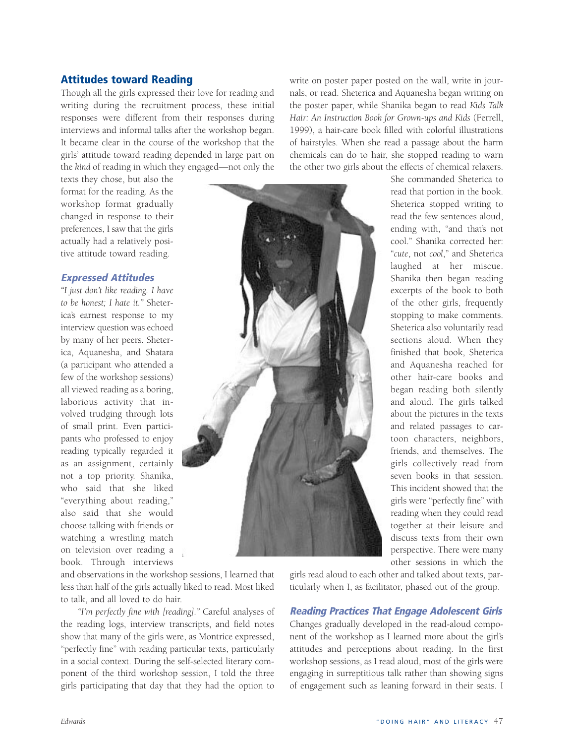## Attitudes toward Reading

Though all the girls expressed their love for reading and writing during the recruitment process, these initial responses were different from their responses during interviews and informal talks after the workshop began. It became clear in the course of the workshop that the girls' attitude toward reading depended in large part on the *kind* of reading in which they engaged—not only the texts they chose, but also the format for the reading. As the workshop format gradually changed in response to their preferences, I saw that the girls actually had a relatively positive attitude toward reading.

### Expressed Attitudes

*"I just don't like reading. I have to be honest; I hate it."* Sheterica's earnest response to my interview question was echoed by many of her peers. Sheterica, Aquanesha, and Shatara (a participant who attended a few of the workshop sessions) all viewed reading as a boring, laborious activity that involved trudging through lots of small print. Even participants who professed to enjoy reading typically regarded it as an assignment, certainly not a top priority. Shanika, who said that she liked "everything about reading," also said that she would choose talking with friends or watching a wrestling match on television over reading a book. Through interviews and observations in the workshop sessions, I learned that less than half of the girls actually liked to read. Most liked to talk, and all loved to do hair.

*"I'm perfectly fine with [reading]."* Careful analyses of the reading logs, interview transcripts, and field notes show that many of the girls were, as Montrice expressed, "perfectly fine" with reading particular texts, particularly in a social context. During the self-selected literary component of the third workshop session, I told the three girls participating that day that they had the option to write on poster paper posted on the wall, write in journals, or read. Sheterica and Aquanesha began writing on the poster paper, while Shanika began to read *Kids Talk Hair: An Instruction Book for Grown-ups and Kids* (Ferrell, 1999), a hair-care book filled with colorful illustrations of hairstyles. When she read a passage about the harm chemicals can do to hair, she stopped reading to warn the other two girls about the effects of chemical relaxers. She commanded Sheterica to read that portion in the book. Sheterica stopped writing to read the few sentences aloud, ending with, "and that's not cool." Shanika corrected her: "*cute*, not *cool*," and Sheterica laughed at her miscue. Shanika then began reading excerpts of the book to both of the other girls, frequently stopping to make comments. Sheterica also voluntarily read sections aloud. When they finished that book, Sheterica and Aquanesha reached for other hair-care books and began reading both silently and aloud. The girls talked about the pictures in the texts and related passages to cartoon characters, neighbors, friends, and themselves. The girls collectively read from seven books in that session. This incident showed that the girls were "perfectly fine" with reading when they could read together at their leisure and discuss texts from their own perspective. There were many other sessions in which the girls read aloud to each other and talked about texts, particularly when I, as facilitator, phased out of the group.

### Reading Practices That Engage Adolescent Girls

Changes gradually developed in the read-aloud component of the workshop as I learned more about the girl's attitudes and perceptions about reading. In the first workshop sessions, as I read aloud, most of the girls were engaging in surreptitious talk rather than showing signs of engagement such as leaning forward in their seats. I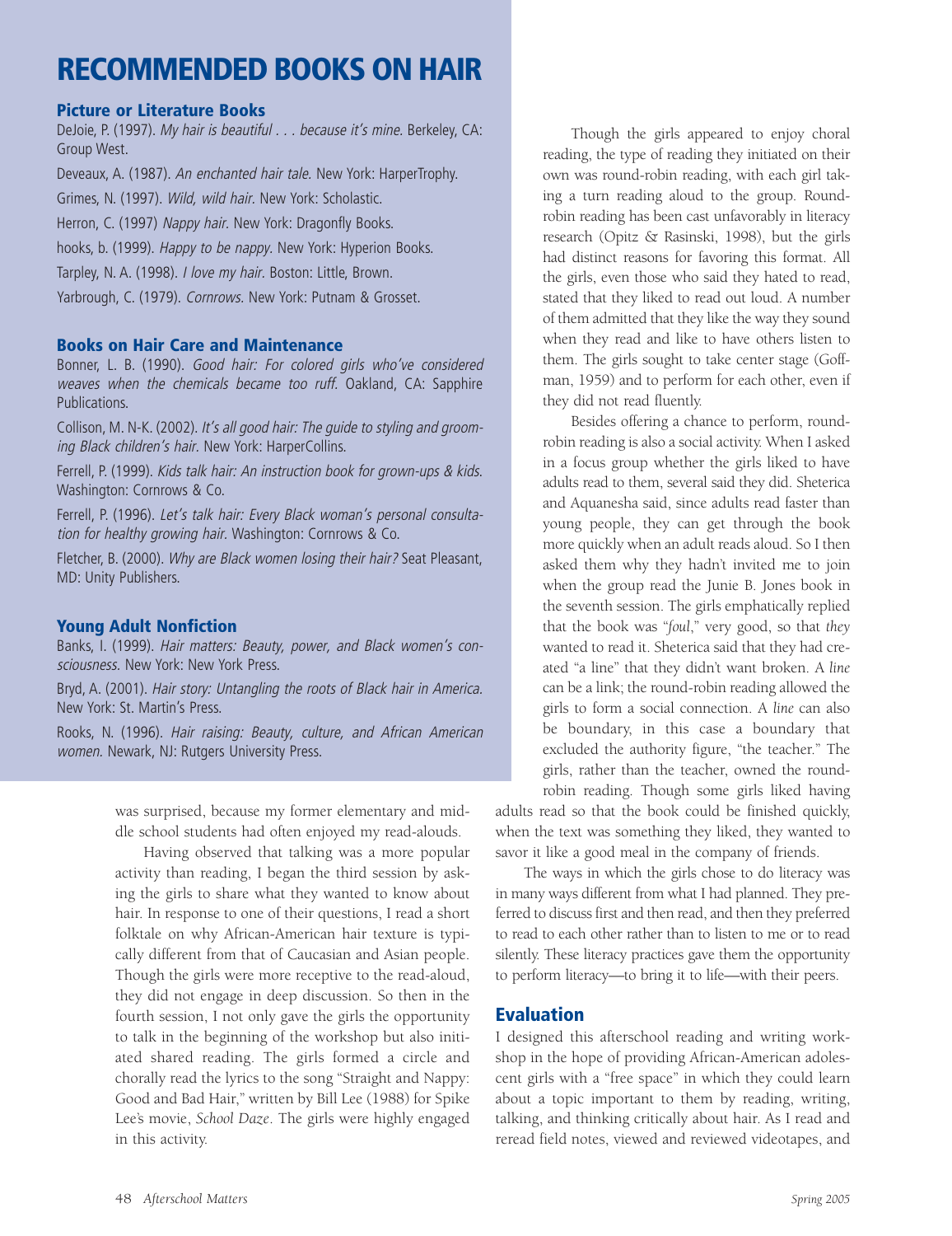## RECOMMENDED BOOKS ON HAIR

### Picture or Literature Books

DeJoie, P. (1997). *My hair is beautiful . . . because it's mine.* Berkeley, CA: Group West.

Deveaux, A. (1987). *An enchanted hair tale.* New York: HarperTrophy.

Grimes, N. (1997). *Wild, wild hair.* New York: Scholastic.

Herron, C. (1997) *Nappy hair.* New York: Dragonfly Books.

hooks, b. (1999). *Happy to be nappy.* New York: Hyperion Books.

Tarpley, N. A. (1998). *I love my hair.* Boston: Little, Brown.

Yarbrough, C. (1979). *Cornrows.* New York: Putnam & Grosset.

### Books on Hair Care and Maintenance

Bonner, L. B. (1990). *Good hair: For colored girls who've considered weaves when the chemicals became too ruff.* Oakland, CA: Sapphire Publications.

Collison, M. N-K. (2002). *It's all good hair: The guide to styling and grooming Black children's hair.* New York: HarperCollins.

Ferrell, P. (1999). *Kids talk hair: An instruction book for grown-ups & kids.* Washington: Cornrows & Co.

Ferrell, P. (1996). *Let's talk hair: Every Black woman's personal consultation for healthy growing hair.* Washington: Cornrows & Co.

Fletcher, B. (2000). *Why are Black women losing their hair?* Seat Pleasant, MD: Unity Publishers.

### Young Adult Nonfiction

Banks, I. (1999). *Hair matters: Beauty, power, and Black women's consciousness.* New York: New York Press.

Bryd, A. (2001). *Hair story: Untangling the roots of Black hair in America.* New York: St. Martin's Press.

Rooks, N. (1996). *Hair raising: Beauty, culture, and African American women.* Newark, NJ: Rutgers University Press.

was surprised, because my former elementary and middle school students had often enjoyed my read-alouds.

Having observed that talking was a more popular activity than reading, I began the third session by asking the girls to share what they wanted to know about hair. In response to one of their questions, I read a short folktale on why African-American hair texture is typically different from that of Caucasian and Asian people. Though the girls were more receptive to the read-aloud, they did not engage in deep discussion. So then in the fourth session, I not only gave the girls the opportunity to talk in the beginning of the workshop but also initiated shared reading. The girls formed a circle and chorally read the lyrics to the song "Straight and Nappy: Good and Bad Hair," written by Bill Lee (1988) for Spike Lee's movie, *School Daze*. The girls were highly engaged in this activity.

Though the girls appeared to enjoy choral reading, the type of reading they initiated on their own was round-robin reading, with each girl taking a turn reading aloud to the group. Round-robin reading has been cast unfavorably in literacy research (Opitz & Rasinski, 1998), but the girls had distinct reasons for favoring this format. All the girls, even those who said they hated to read, stated that they liked to read out loud. A number of them admitted that they like the way they sound when they read and like to have others listen to them. The girls sought to take center stage (Goffman, 1959) and to perform for each other, even if they did not read fluently.

Besides offering a chance to perform, round-robin reading is also a social activity. When I asked in a focus group whether the girls liked to have adults read to them, several said they did. Sheterica and Aquanesha said, since adults read faster than young people, they can get through the book more quickly when an adult reads aloud. So I then asked them why they hadn't invited me to join when the group read the Junie B. Jones book in the seventh session. The girls emphatically replied that the book was "*foul*," very good, so that *they* wanted to read it. Sheterica said that they had created "a line" that they didn't want broken. A *line* can be a link; the round-robin reading allowed the girls to form a social connection. A *line* can also be boundary, in this case a boundary that excluded the authority figure, "the teacher." The girls, rather than the teacher, owned the round-robin reading. Though some girls liked having adults read so that the book could be finished quickly, when the text was something they liked, they wanted to savor it like a good meal in the company of friends.

The ways in which the girls chose to do literacy was in many ways different from what I had planned. They preferred to discuss first and then read, and then they preferred to read to each other rather than to listen to me or to read silently. These literacy practices gave them the opportunity to perform literacy—to bring it to life—with their peers.

## Evaluation

I designed this afterschool reading and writing workshop in the hope of providing African-American adolescent girls with a "free space" in which they could learn about a topic important to them by reading, writing, talking, and thinking critically about hair. As I read and reread field notes, viewed and reviewed videotapes, and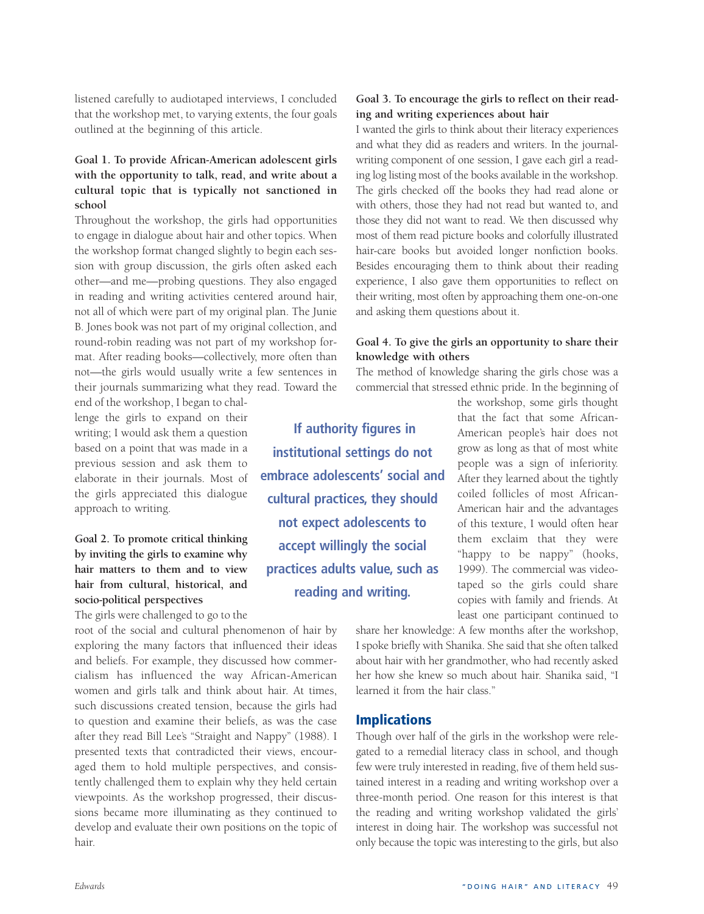listened carefully to audiotaped interviews, I concluded that the workshop met, to varying extents, the four goals outlined at the beginning of this article.

**Goal 1. To provide African-American adolescent girls with the opportunity to talk, read, and write about a cultural topic that is typically not sanctioned in school**

Throughout the workshop, the girls had opportunities to engage in dialogue about hair and other topics. When the workshop format changed slightly to begin each session with group discussion, the girls often asked each other—and me—probing questions. They also engaged in reading and writing activities centered around hair, not all of which were part of my original plan. The Junie B. Jones book was not part of my original collection, and round-robin reading was not part of my workshop format. After reading books—collectively, more often than not—the girls would usually write a few sentences in their journals summarizing what they read. Toward the end of the workshop, I began to challenge the girls to expand on their writing; I would ask them a question based on a point that was made in a previous session and ask them to elaborate in their journals. Most of the girls appreciated this dialogue approach to writing.

**Goal 2. To promote critical thinking by inviting the girls to examine why hair matters to them and to view hair from cultural, historical, and socio-political perspectives**

The girls were challenged to go to the root of the social and cultural phenomenon of hair by exploring the many factors that influenced their ideas and beliefs. For example, they discussed how commercialism has influenced the way African-American women and girls talk and think about hair. At times, such discussions created tension, because the girls had to question and examine their beliefs, as was the case after they read Bill Lee's "Straight and Nappy" (1988). I presented texts that contradicted their views, encouraged them to hold multiple perspectives, and consistently challenged them to explain why they held certain viewpoints. As the workshop progressed, their discussions became more illuminating as they continued to develop and evaluate their own positions on the topic of hair.

**Goal 3. To encourage the girls to reflect on their reading and writing experiences about hair**

I wanted the girls to think about their literacy experiences and what they did as readers and writers. In the journal-writing component of one session, I gave each girl a reading log listing most of the books available in the workshop. The girls checked off the books they had read alone or with others, those they had not read but wanted to, and those they did not want to read. We then discussed why most of them read picture books and colorfully illustrated hair-care books but avoided longer nonfiction books. Besides encouraging them to think about their reading experience, I also gave them opportunities to reflect on their writing, most often by approaching them one-on-one and asking them questions about it.

**Goal 4. To give the girls an opportunity to share their knowledge with others**

The method of knowledge sharing the girls chose was a commercial that stressed ethnic pride. In the beginning of the workshop, some girls thought that the fact that some African-American people's hair does not grow as long as that of most white people was a sign of inferiority. After they learned about the tightly coiled follicles of most African-American hair and the advantages of this texture, I would often hear them exclaim that they were "happy to be nappy" (hooks, 1999). The commercial was videotaped so the girls could share copies with family and friends. At least one participant continued to share her knowledge: A few months after the workshop, I spoke briefly with Shanika. She said that she often talked about hair with her grandmother, who had recently asked her how she knew so much about hair. Shanika said, "I learned it from the hair class."

> **If authority figures in institutional settings do not embrace adolescents' social and cultural practices, they should not expect adolescents to accept willingly the social practices adults value, such as reading and writing.**

## Implications

Though over half of the girls in the workshop were relegated to a remedial literacy class in school, and though few were truly interested in reading, five of them held sustained interest in a reading and writing workshop over a three-month period. One reason for this interest is that the reading and writing workshop validated the girls' interest in doing hair. The workshop was successful not only because the topic was interesting to the girls, but also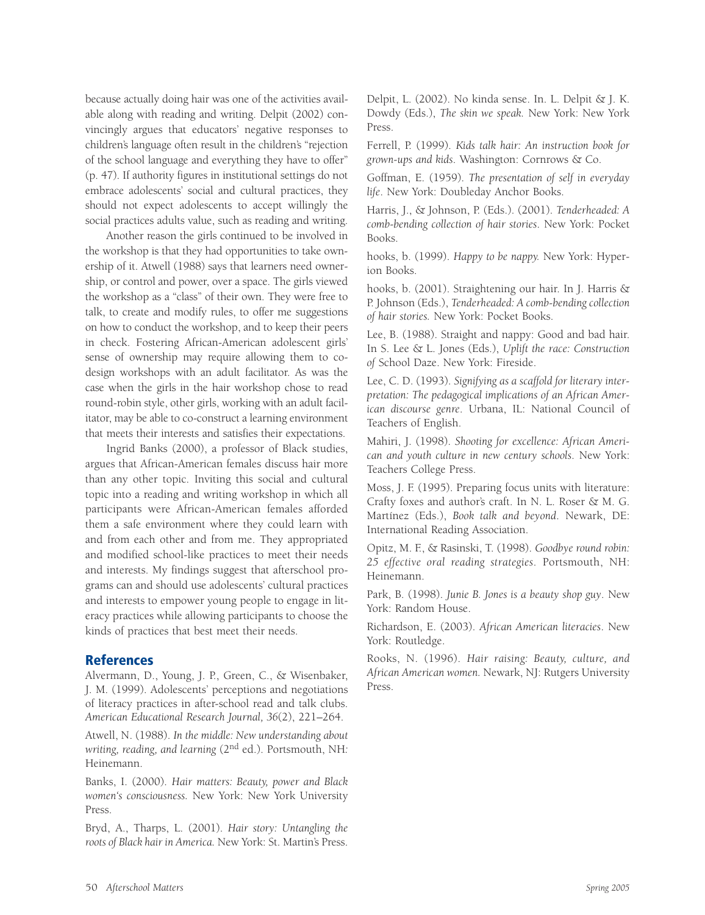because actually doing hair was one of the activities available along with reading and writing. Delpit (2002) convincingly argues that educators' negative responses to children's language often result in the children's "rejection of the school language and everything they have to offer" (p. 47). If authority figures in institutional settings do not embrace adolescents' social and cultural practices, they should not expect adolescents to accept willingly the social practices adults value, such as reading and writing.

Another reason the girls continued to be involved in the workshop is that they had opportunities to take ownership of it. Atwell (1988) says that learners need ownership, or control and power, over a space. The girls viewed the workshop as a "class" of their own. They were free to talk, to create and modify rules, to offer me suggestions on how to conduct the workshop, and to keep their peers in check. Fostering African-American adolescent girls' sense of ownership may require allowing them to co-design workshops with an adult facilitator. As was the case when the girls in the hair workshop chose to read round-robin style, other girls, working with an adult facilitator, may be able to co-construct a learning environment that meets their interests and satisfies their expectations.

Ingrid Banks (2000), a professor of Black studies, argues that African-American females discuss hair more than any other topic. Inviting this social and cultural topic into a reading and writing workshop in which all participants were African-American females afforded them a safe environment where they could learn with and from each other and from me. They appropriated and modified school-like practices to meet their needs and interests. My findings suggest that afterschool programs can and should use adolescents' cultural practices and interests to empower young people to engage in literacy practices while allowing participants to choose the kinds of practices that best meet their needs.

## References

Alvermann, D., Young, J. P., Green, C., & Wisenbaker, J. M. (1999). Adolescents' perceptions and negotiations of literacy practices in after-school read and talk clubs. *American Educational Research Journal, 36*(2), 221–264.

Atwell, N. (1988). *In the middle: New understanding about writing, reading, and learning* (2nd ed.). Portsmouth, NH: Heinemann.

Banks, I. (2000). *Hair matters: Beauty, power and Black women's consciousness.* New York: New York University Press.

Bryd, A., Tharps, L. (2001). *Hair story: Untangling the roots of Black hair in America.* New York: St. Martin's Press.

Delpit, L. (2002). No kinda sense. In. L. Delpit & J. K. Dowdy (Eds.), *The skin we speak.* New York: New York Press.

Ferrell, P. (1999). *Kids talk hair: An instruction book for grown-ups and kids*. Washington: Cornrows & Co.

Goffman, E. (1959). *The presentation of self in everyday life*. New York: Doubleday Anchor Books.

Harris, J., & Johnson, P. (Eds.). (2001). *Tenderheaded: A comb-bending collection of hair stories*. New York: Pocket Books.

hooks, b. (1999). *Happy to be nappy.* New York: Hyperion Books.

hooks, b. (2001). Straightening our hair. In J. Harris & P. Johnson (Eds.), *Tenderheaded: A comb-bending collection of hair stories.* New York: Pocket Books.

Lee, B. (1988). Straight and nappy: Good and bad hair. In S. Lee & L. Jones (Eds.), *Uplift the race: Construction of* School Daze. New York: Fireside.

Lee, C. D. (1993). *Signifying as a scaffold for literary interpretation: The pedagogical implications of an African American discourse genre*. Urbana, IL: National Council of Teachers of English.

Mahiri, J. (1998). *Shooting for excellence: African American and youth culture in new century schools*. New York: Teachers College Press.

Moss, J. F. (1995). Preparing focus units with literature: Crafty foxes and author's craft. In N. L. Roser & M. G. Martínez (Eds.), *Book talk and beyond*. Newark, DE: International Reading Association.

Opitz, M. F., & Rasinski, T. (1998). *Goodbye round robin: 25 effective oral reading strategies*. Portsmouth, NH: Heinemann.

Park, B. (1998). *Junie B. Jones is a beauty shop guy*. New York: Random House.

Richardson, E. (2003). *African American literacies*. New York: Routledge.

Rooks, N. (1996). *Hair raising: Beauty, culture, and African American women.* Newark, NJ: Rutgers University Press.